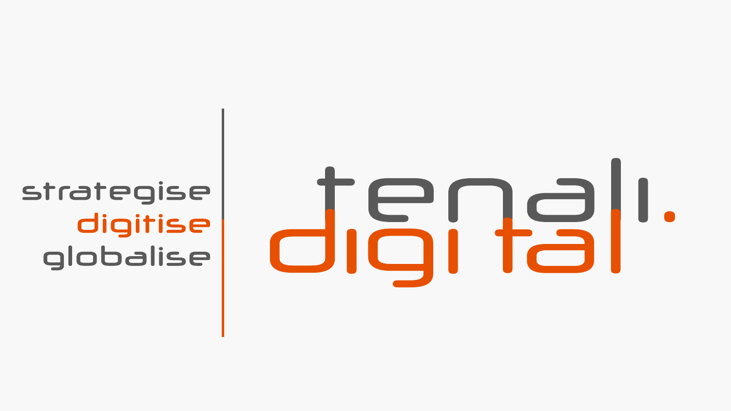strategise

digitise

globalise

# tenali. digital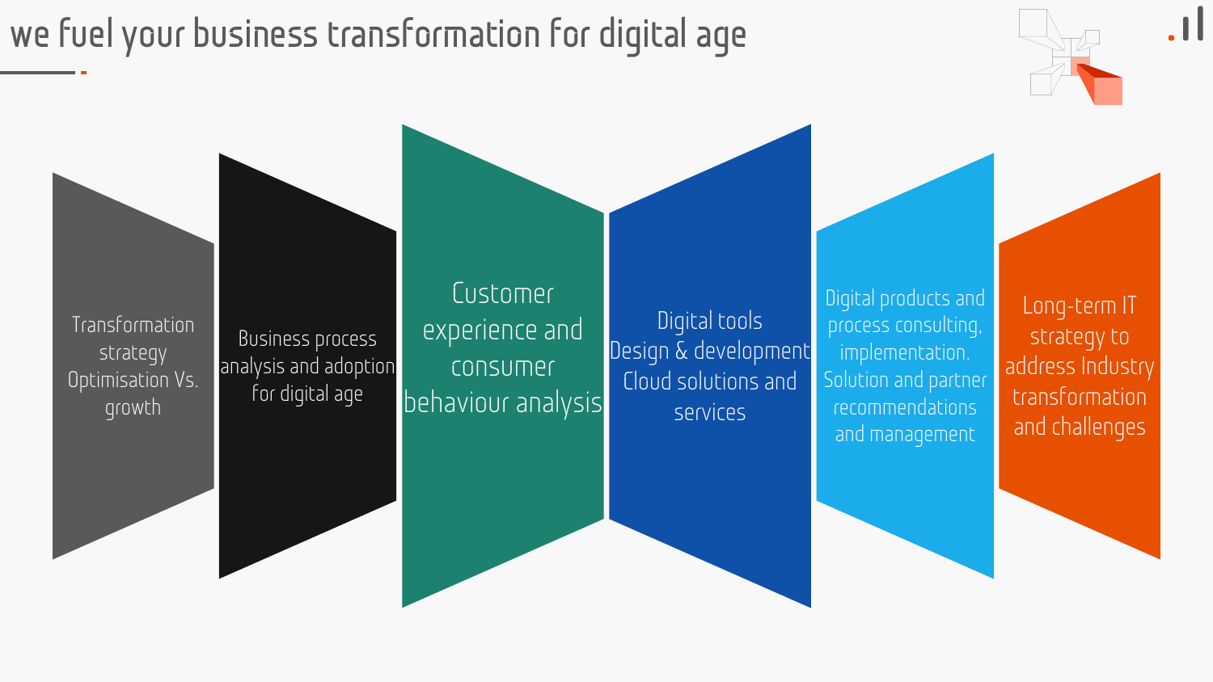# we fuel your business transformation for digital age

- Transformation strategy Optimisation Vs. growth
- Business process analysis and adoption for digital age
- Customer experience and consumer behaviour analysis
- Digital tools Design & development Cloud solutions and services
- Digital products and process consulting, implementation. Solution and partner recommendations and management
- Long-term IT strategy to address Industry transformation and challenges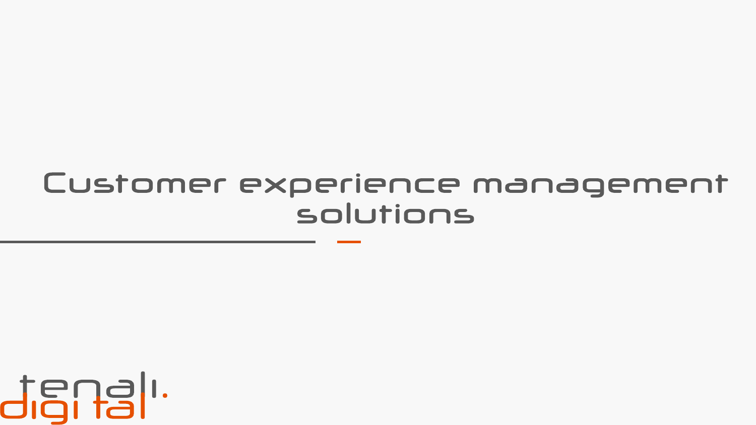# Customer experience management solutions

tenali.
digital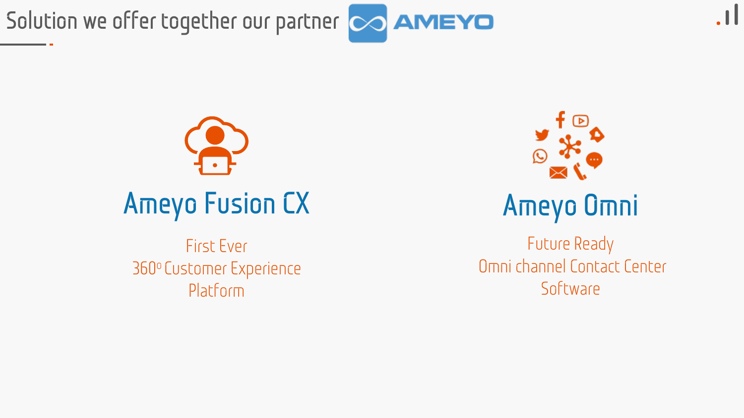# Solution we offer together our partner AMEYO

## Ameyo Fusion CX

First Ever
360° Customer Experience
Platform

## Ameyo Omni

Future Ready
Omni channel Contact Center
Software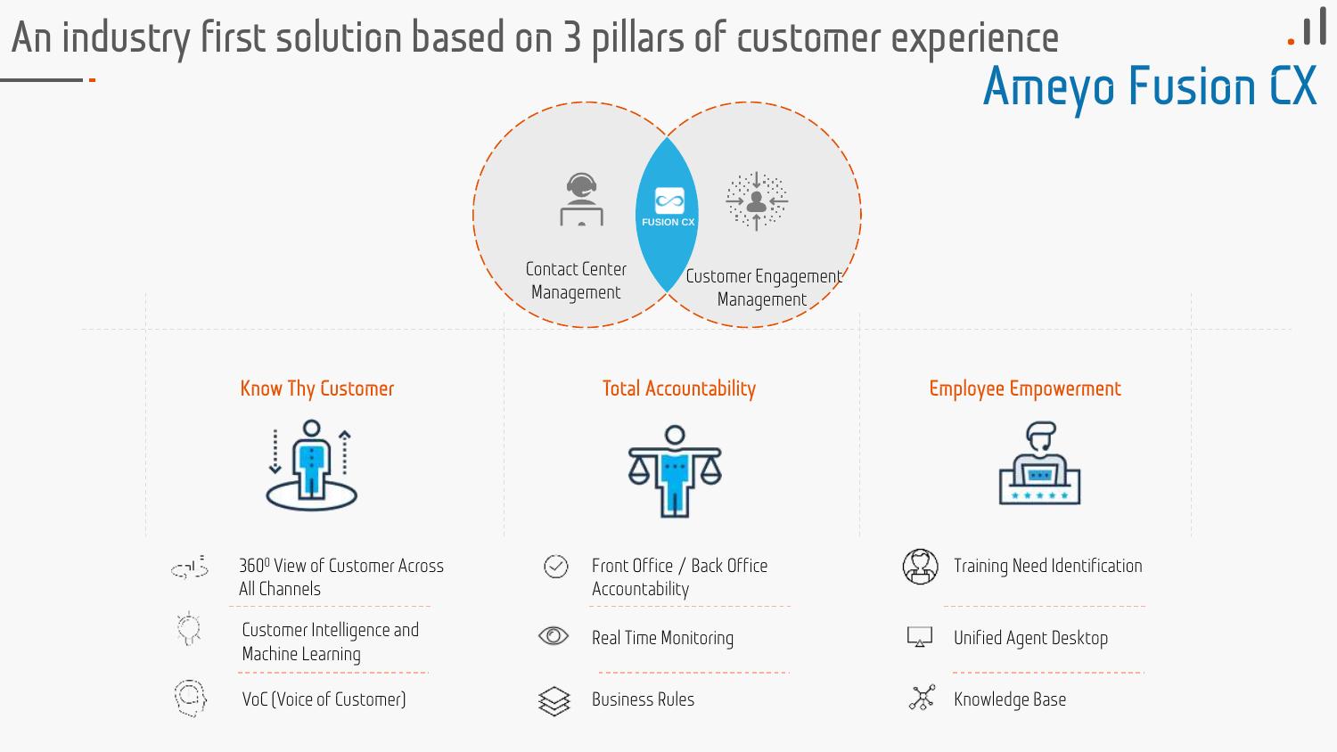# An industry first solution based on 3 pillars of customer experience

## Ameyo Fusion CX

Contact Center Management

FUSION CX

Customer Engagement Management

### Know Thy Customer

- 360⁰ View of Customer Across All Channels
- Customer Intelligence and Machine Learning
- VoC (Voice of Customer)

### Total Accountability

- Front Office / Back Office Accountability
- Real Time Monitoring
- Business Rules

### Employee Empowerment

- Training Need Identification
- Unified Agent Desktop
- Knowledge Base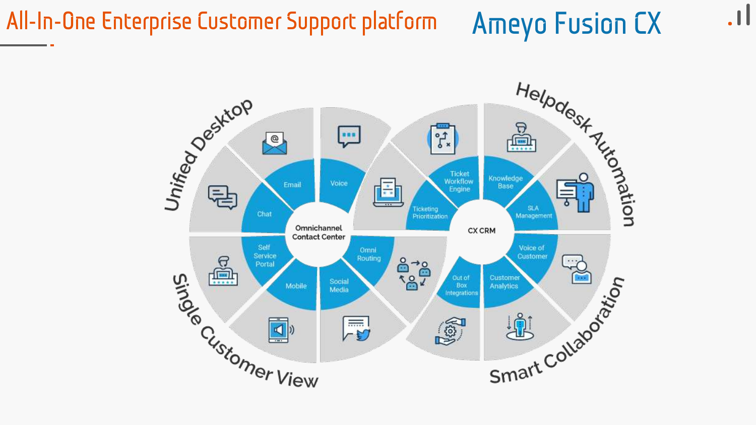# All-In-One Enterprise Customer Support platform

## Ameyo Fusion CX

**Unified Desktop**

- Email
- Voice
- Chat

**Omnichannel Contact Center**

**Single Customer View**

- Self Service Portal
- Mobile
- Social Media
- Omni Routing

**Helpdesk Automation**

- Ticket Workflow Engine
- Ticketing Prioritization
- Knowledge Base
- SLA Management

**CX CRM**

**Smart Collaboration**

- Voice of Customer
- Customer Analytics
- Out of Box Integrations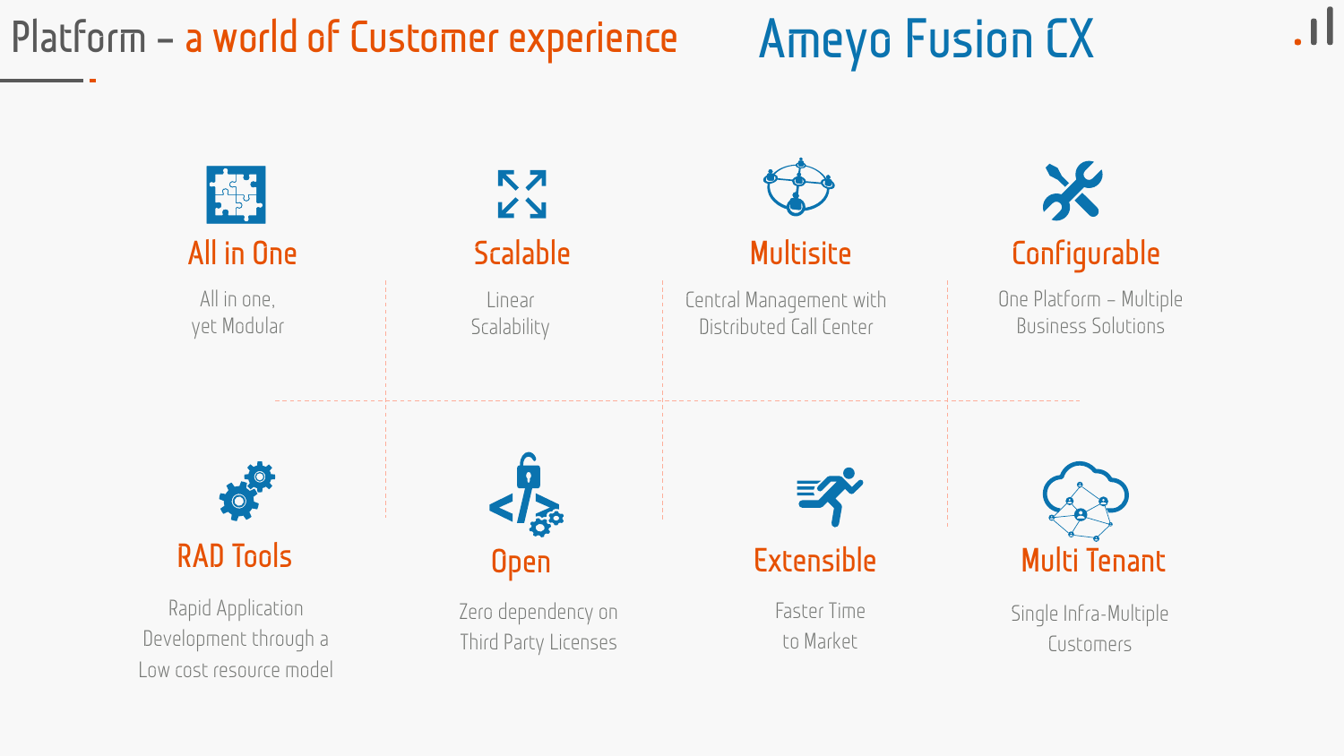# Platform – a world of Customer experience

## Ameyo Fusion CX

### All in One

All in one,
yet Modular

### Scalable

Linear
Scalability

### Multisite

Central Management with
Distributed Call Center

### Configurable

One Platform – Multiple
Business Solutions

### RAD Tools

Rapid Application
Development through a
Low cost resource model

### Open

Zero dependency on
Third Party Licenses

### Extensible

Faster Time
to Market

### Multi Tenant

Single Infra-Multiple
Customers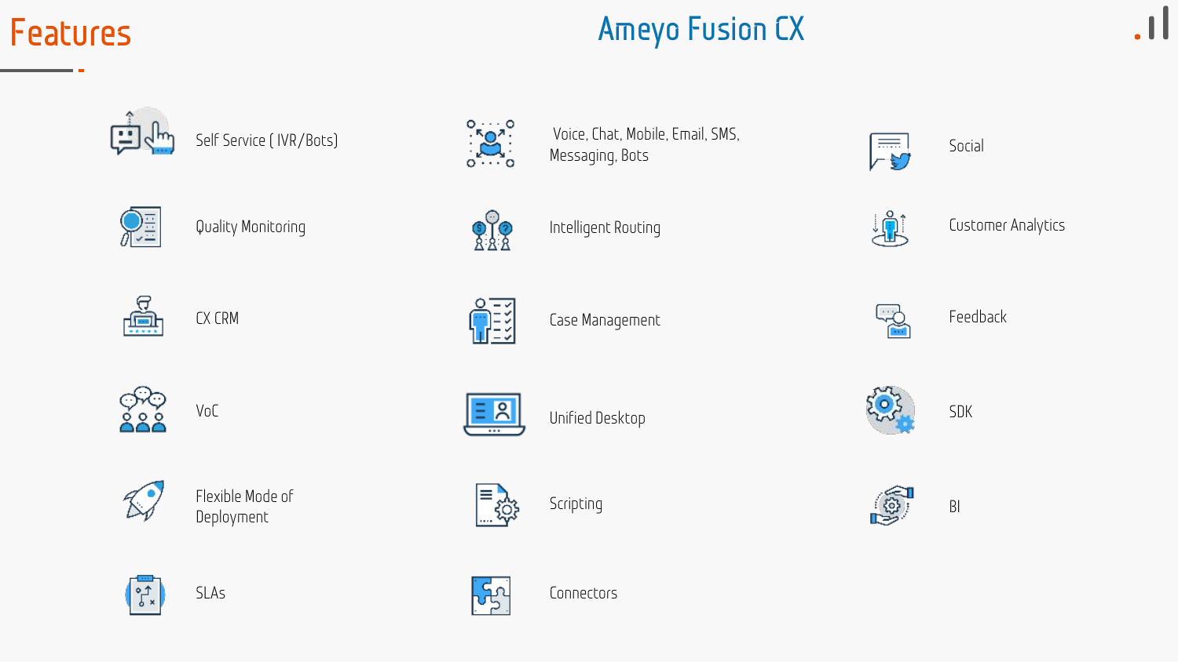# Features

## Ameyo Fusion CX

- Self Service ( IVR/Bots)
- Voice, Chat, Mobile, Email, SMS, Messaging, Bots
- Social
- Quality Monitoring
- Intelligent Routing
- Customer Analytics
- CX CRM
- Case Management
- Feedback
- VoC
- Unified Desktop
- SDK
- Flexible Mode of Deployment
- Scripting
- BI
- SLAs
- Connectors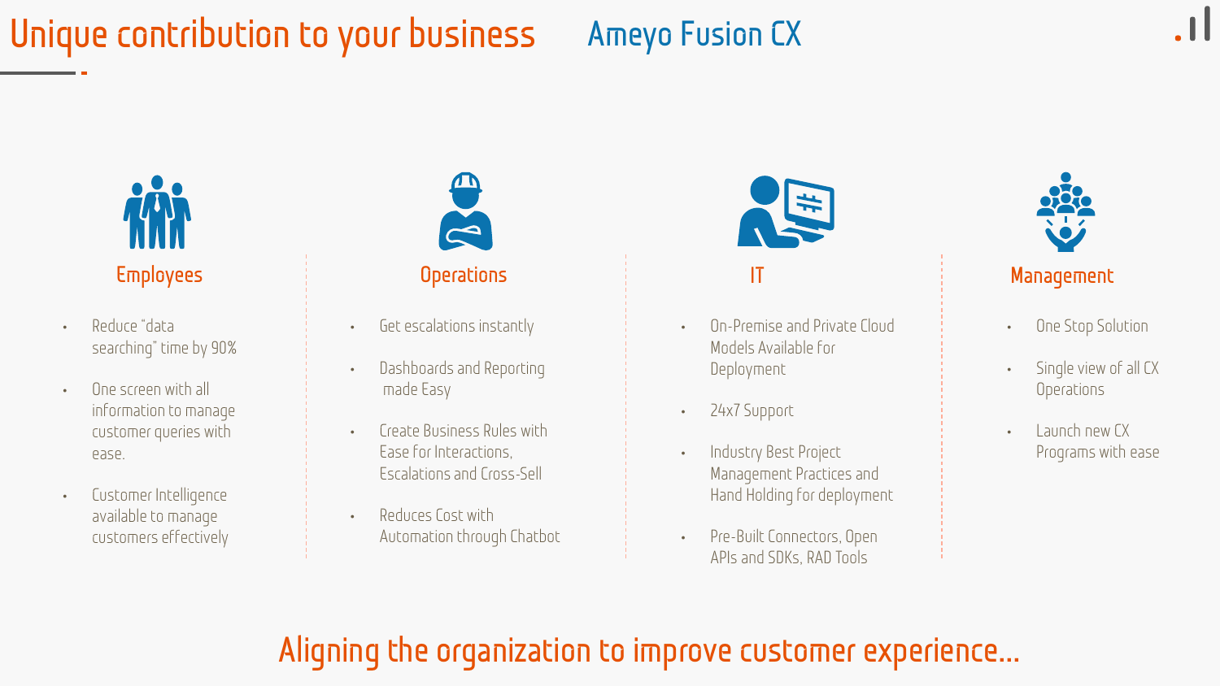# Unique contribution to your business

## Ameyo Fusion CX

### Employees

- Reduce "data searching" time by 90%
- One screen with all information to manage customer queries with ease.
- Customer Intelligence available to manage customers effectively

### Operations

- Get escalations instantly
- Dashboards and Reporting made Easy
- Create Business Rules with Ease for Interactions, Escalations and Cross-Sell
- Reduces Cost with Automation through Chatbot

### IT

- On-Premise and Private Cloud Models Available for Deployment
- 24x7 Support
- Industry Best Project Management Practices and Hand Holding for deployment
- Pre-Built Connectors, Open APIs and SDKs, RAD Tools

### Management

- One Stop Solution
- Single view of all CX Operations
- Launch new CX Programs with ease

**Aligning the organization to improve customer experience…**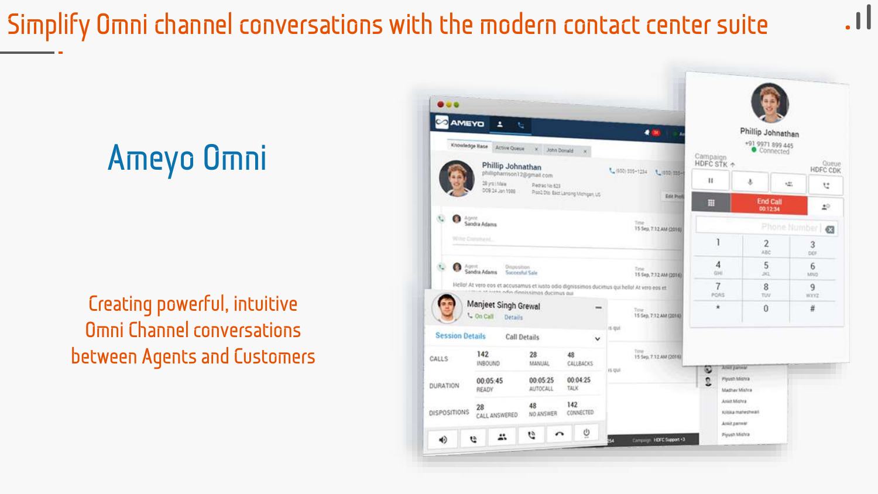# Simplify Omni channel conversations with the modern contact center suite

## Ameyo Omni

Creating powerful, intuitive Omni Channel conversations between Agents and Customers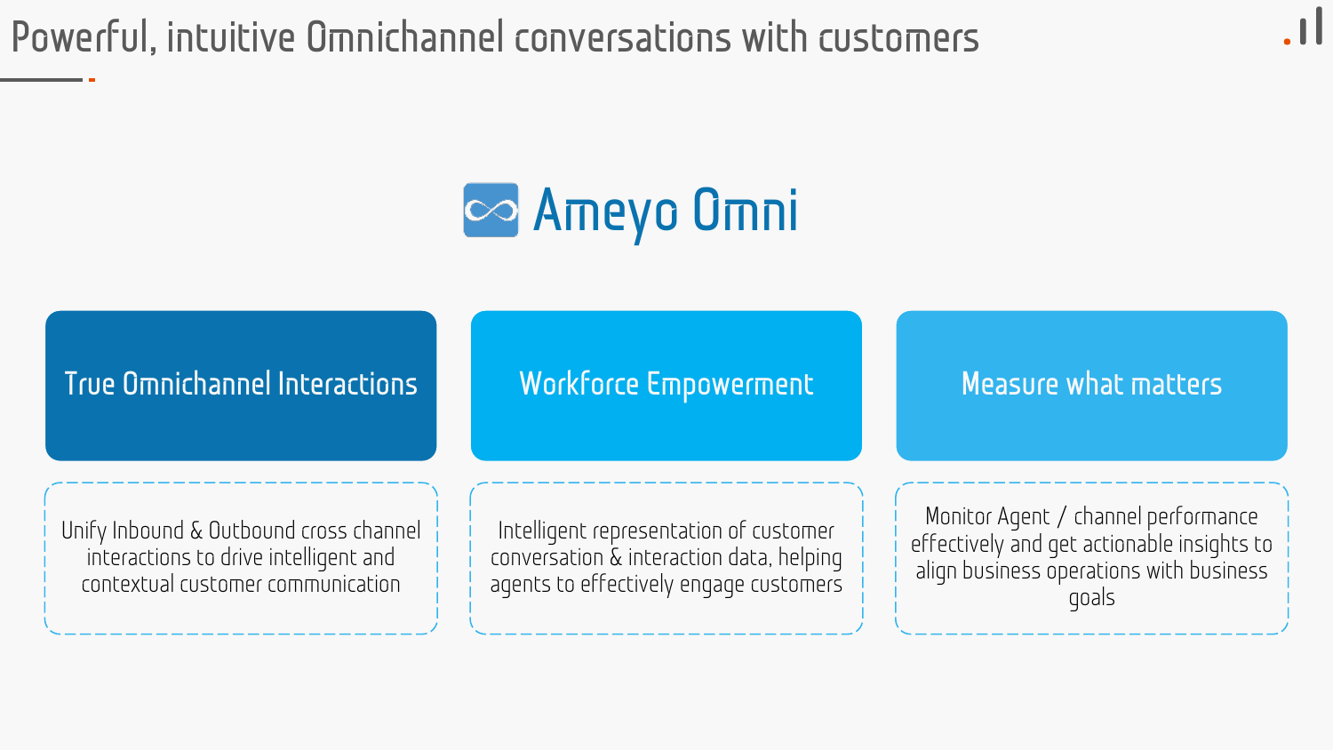# Powerful, intuitive Omnichannel conversations with customers

## Ameyo Omni

### True Omnichannel Interactions

Unify Inbound & Outbound cross channel interactions to drive intelligent and contextual customer communication

### Workforce Empowerment

Intelligent representation of customer conversation & interaction data, helping agents to effectively engage customers

### Measure what matters

Monitor Agent / channel performance effectively and get actionable insights to align business operations with business goals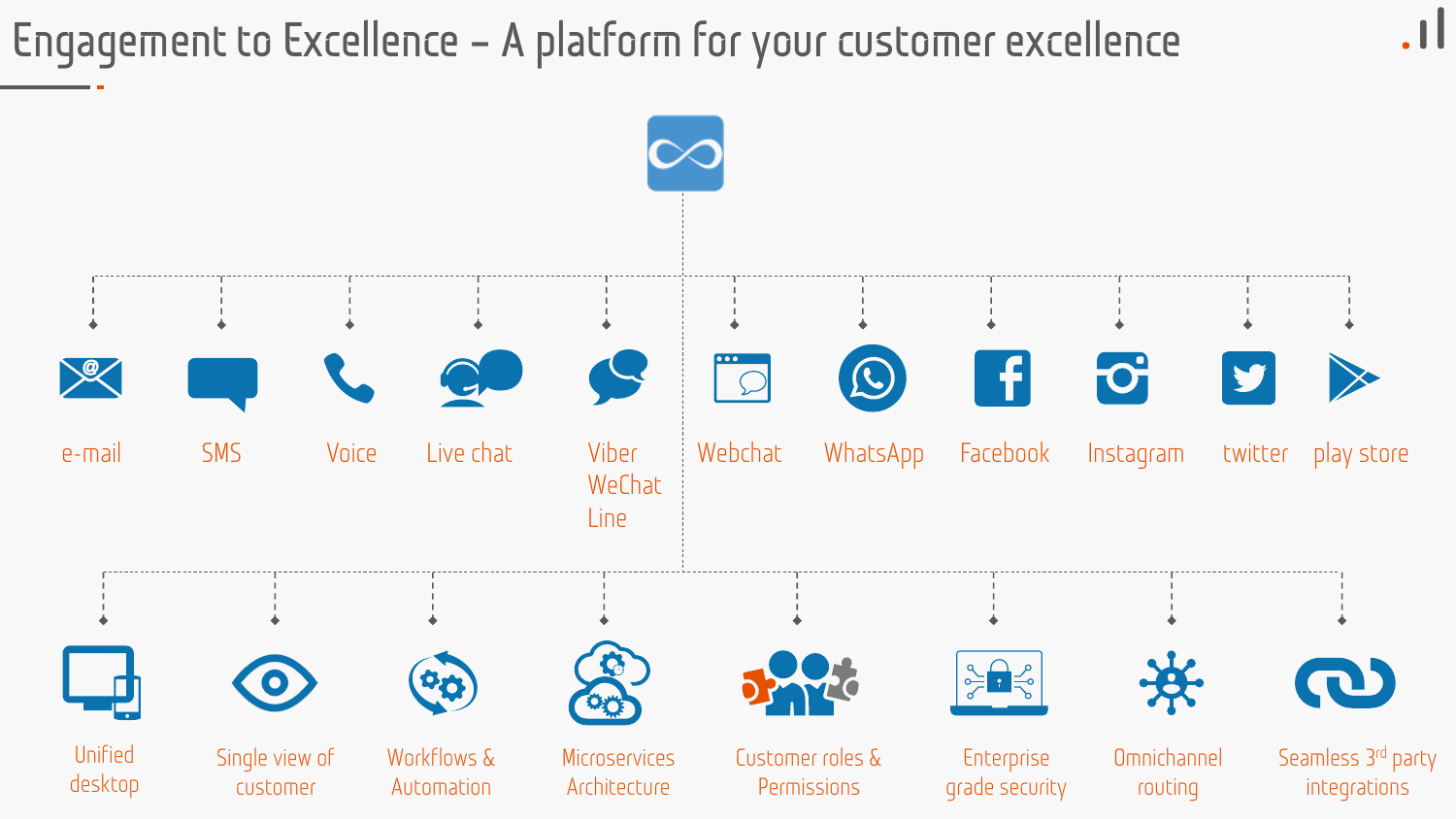# Engagement to Excellence – A platform for your customer excellence

- e-mail
- SMS
- Voice
- Live chat
- Viber WeChat Line
- Webchat
- WhatsApp
- Facebook
- Instagram
- twitter
- play store

- Unified desktop
- Single view of customer
- Workflows & Automation
- Microservices Architecture
- Customer roles & Permissions
- Enterprise grade security
- Omnichannel routing
- Seamless 3rd party integrations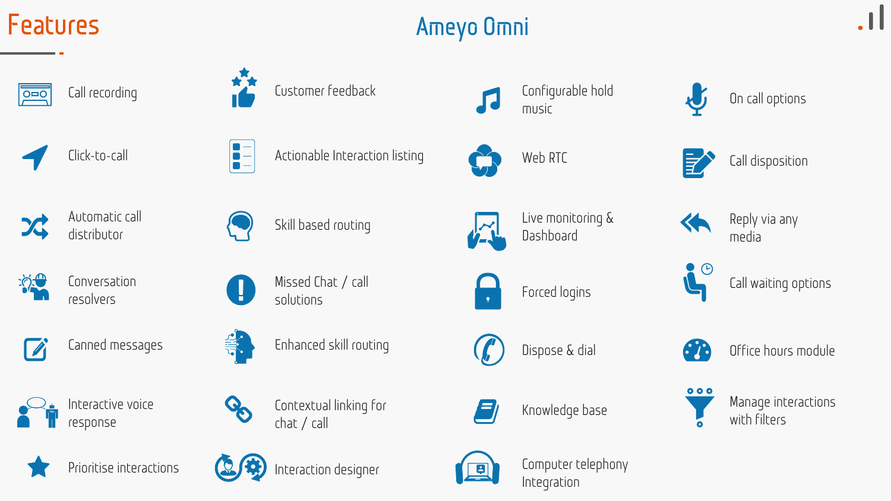# Features

## Ameyo Omni

- Call recording
- Click-to-call
- Automatic call distributor
- Conversation resolvers
- Canned messages
- Interactive voice response
- Prioritise interactions
- Customer feedback
- Actionable Interaction listing
- Skill based routing
- Missed Chat / call solutions
- Enhanced skill routing
- Contextual linking for chat / call
- Interaction designer
- Configurable hold music
- Web RTC
- Live monitoring & Dashboard
- Forced logins
- Dispose & dial
- Knowledge base
- Computer telephony Integration
- On call options
- Call disposition
- Reply via any media
- Call waiting options
- Office hours module
- Manage interactions with filters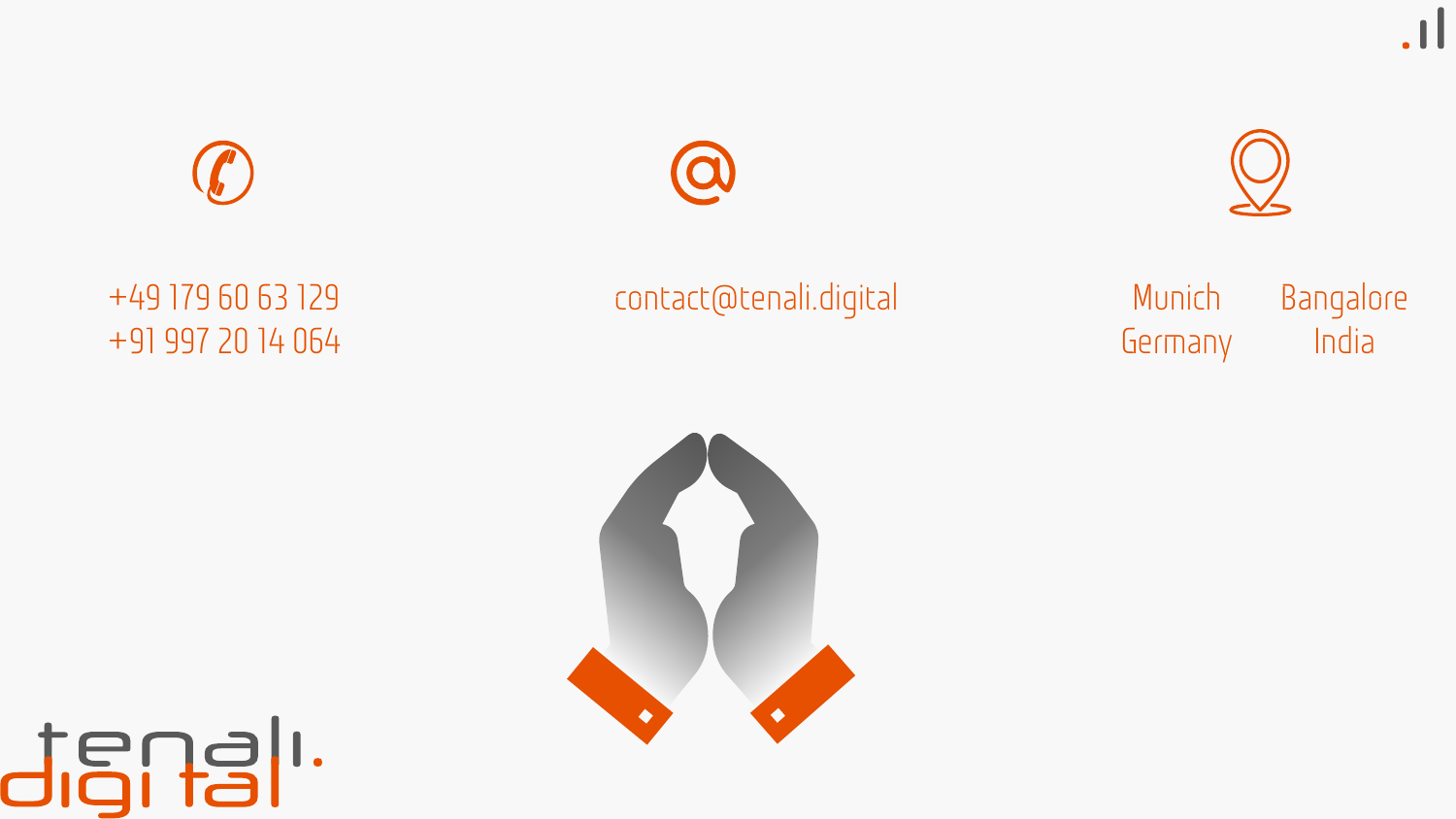+49 179 60 63 129
+91 997 20 14 064

contact@tenali.digital

Munich
Germany

Bangalore
India

tenali.
digital